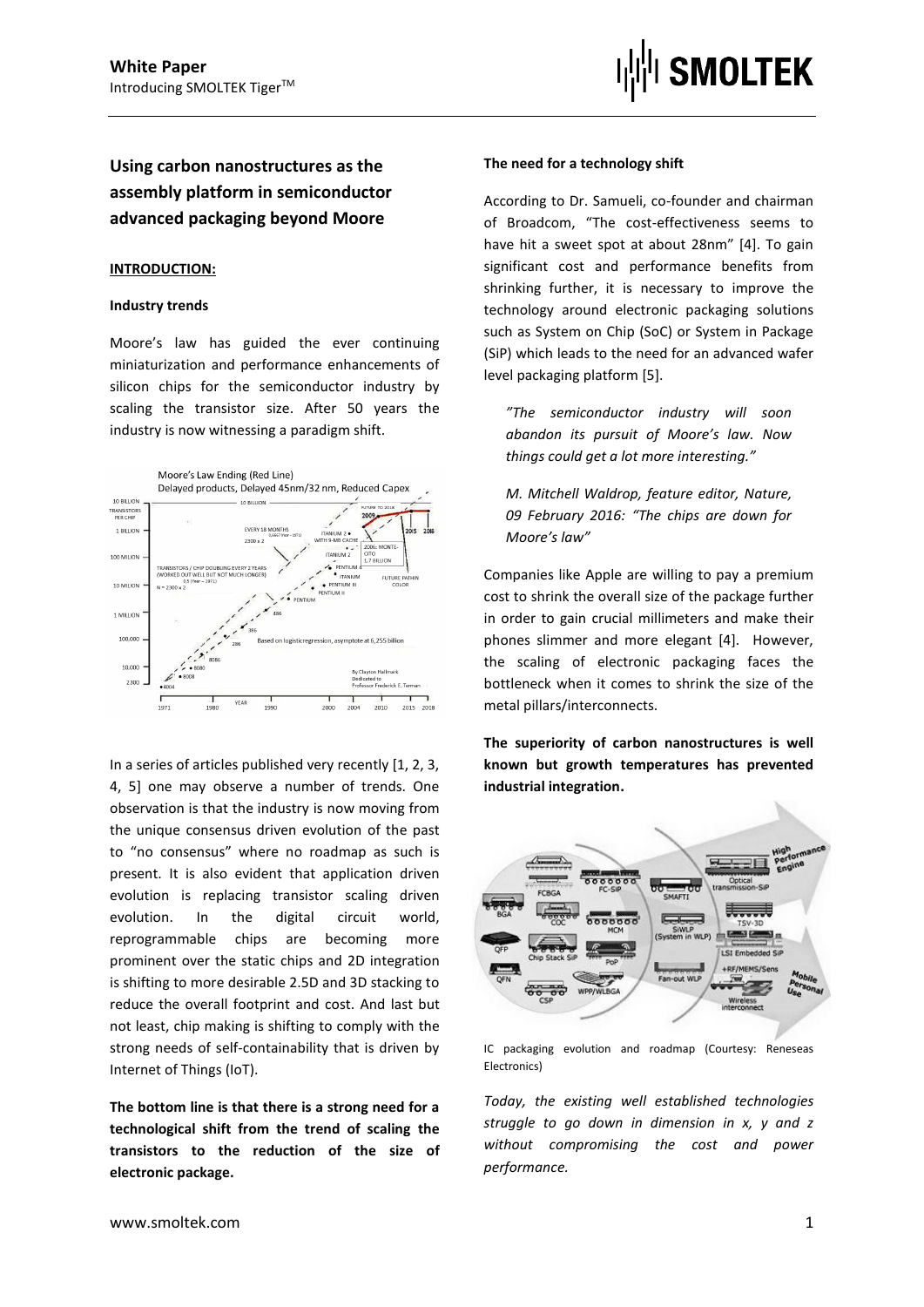## Using carbon nanostructures as the assembly platform in semiconductor advanced packaging beyond Moore

### INTRODUCTION:

#### Industry trends

Moore's law has guided the ever continuing miniaturization and performance enhancements of silicon chips for the semiconductor industry by scaling the transistor size. After 50 years the industry is now witnessing a paradigm shift.

Moore's Law Ending (Red Line)
Delayed products, Delayed 45nm/32 nm, Reduced Capex

10 BILLION TRANSISTORS PER CHIP
1 BILLION
100 MILLION
10 MILLION
1 MILLION
100,000
10,000
2300

10 BILLION
FUTURE TO 2018
2009
2015 2018
EVERY 18 MONTHS
2300 x 2
ITANIUM 2 WITH 9-MB CACHE
2006: MONTECITO 1.7 BILLION
ITANIUM 2
TRANSISTORS / CHIP DOUBLING EVERY 2 YEARS (WORKED OUT WELL BUT NOT MUCH LONGER)
N = 2300 x 2
PENTIUM 4
ITANIUM
PENTIUM III
PENTIUM II
FUTURE PATH IN COLOR
PENTIUM
486
386
286
8086
8080
8008
4004
Based on logistic regression, asymptote at 6,255 billion
By Clayton Hallmark
Dedicated to Professor Frederick E. Terman

1971 1980 YEAR 1990 2000 2004 2010 2015 2018

In a series of articles published very recently [1, 2, 3, 4, 5] one may observe a number of trends. One observation is that the industry is now moving from the unique consensus driven evolution of the past to "no consensus" where no roadmap as such is present. It is also evident that application driven evolution is replacing transistor scaling driven evolution. In the digital circuit world, reprogrammable chips are becoming more prominent over the static chips and 2D integration is shifting to more desirable 2.5D and 3D stacking to reduce the overall footprint and cost. And last but not least, chip making is shifting to comply with the strong needs of self-containability that is driven by Internet of Things (IoT).

**The bottom line is that there is a strong need for a technological shift from the trend of scaling the transistors to the reduction of the size of electronic package.**

#### The need for a technology shift

According to Dr. Samueli, co-founder and chairman of Broadcom, "The cost-effectiveness seems to have hit a sweet spot at about 28nm" [4]. To gain significant cost and performance benefits from shrinking further, it is necessary to improve the technology around electronic packaging solutions such as System on Chip (SoC) or System in Package (SiP) which leads to the need for an advanced wafer level packaging platform [5].

> *"The semiconductor industry will soon abandon its pursuit of Moore's law. Now things could get a lot more interesting."*
>
> *M. Mitchell Waldrop, feature editor, Nature, 09 February 2016: "The chips are down for Moore's law"*

Companies like Apple are willing to pay a premium cost to shrink the overall size of the package further in order to gain crucial millimeters and make their phones slimmer and more elegant [4]. However, the scaling of electronic packaging faces the bottleneck when it comes to shrink the size of the metal pillars/interconnects.

**The superiority of carbon nanostructures is well known but growth temperatures has prevented industrial integration.**

High Performance Engine
Mobile Personal Use
FCBGA
FC-SiP
SMAFTI
Optical transmission-SiP
BGA
COC
MCM
SiWLP (System in WLP)
TSV-3D
QFP
Chip Stack SiP
PoP
LSI Embedded SiP
QFN
CSP
WPP/WLBGA
Fan-out WLP
+RF/MEMS/Sens
Wireless interconnect

IC packaging evolution and roadmap (Courtesy: Reneseas Electronics)

*Today, the existing well established technologies struggle to go down in dimension in x, y and z without compromising the cost and power performance.*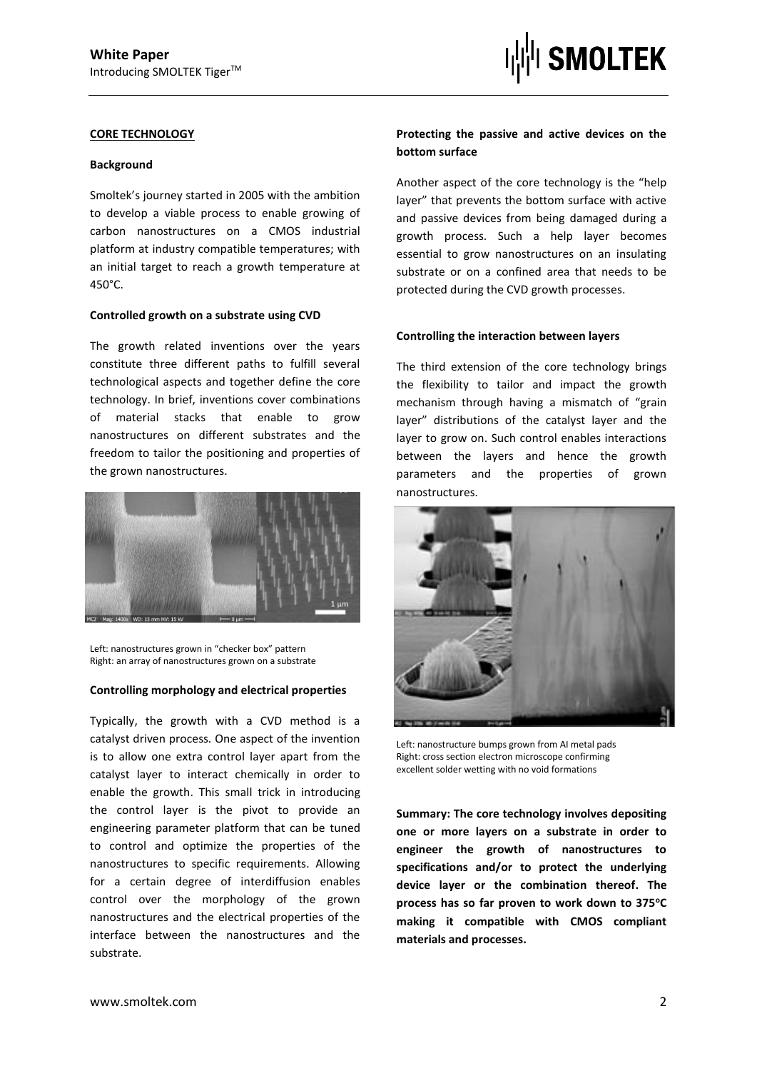## CORE TECHNOLOGY

### Background

Smoltek's journey started in 2005 with the ambition to develop a viable process to enable growing of carbon nanostructures on a CMOS industrial platform at industry compatible temperatures; with an initial target to reach a growth temperature at 450°C.

### Controlled growth on a substrate using CVD

The growth related inventions over the years constitute three different paths to fulfill several technological aspects and together define the core technology. In brief, inventions cover combinations of material stacks that enable to grow nanostructures on different substrates and the freedom to tailor the positioning and properties of the grown nanostructures.

Left: nanostructures grown in "checker box" pattern
Right: an array of nanostructures grown on a substrate

### Controlling morphology and electrical properties

Typically, the growth with a CVD method is a catalyst driven process. One aspect of the invention is to allow one extra control layer apart from the catalyst layer to interact chemically in order to enable the growth. This small trick in introducing the control layer is the pivot to provide an engineering parameter platform that can be tuned to control and optimize the properties of the nanostructures to specific requirements. Allowing for a certain degree of interdiffusion enables control over the morphology of the grown nanostructures and the electrical properties of the interface between the nanostructures and the substrate.

### Protecting the passive and active devices on the bottom surface

Another aspect of the core technology is the "help layer" that prevents the bottom surface with active and passive devices from being damaged during a growth process. Such a help layer becomes essential to grow nanostructures on an insulating substrate or on a confined area that needs to be protected during the CVD growth processes.

### Controlling the interaction between layers

The third extension of the core technology brings the flexibility to tailor and impact the growth mechanism through having a mismatch of "grain layer" distributions of the catalyst layer and the layer to grow on. Such control enables interactions between the layers and hence the growth parameters and the properties of grown nanostructures.

Left: nanostructure bumps grown from Al metal pads
Right: cross section electron microscope confirming excellent solder wetting with no void formations

**Summary: The core technology involves depositing one or more layers on a substrate in order to engineer the growth of nanostructures to specifications and/or to protect the underlying device layer or the combination thereof. The process has so far proven to work down to 375ºC making it compatible with CMOS compliant materials and processes.**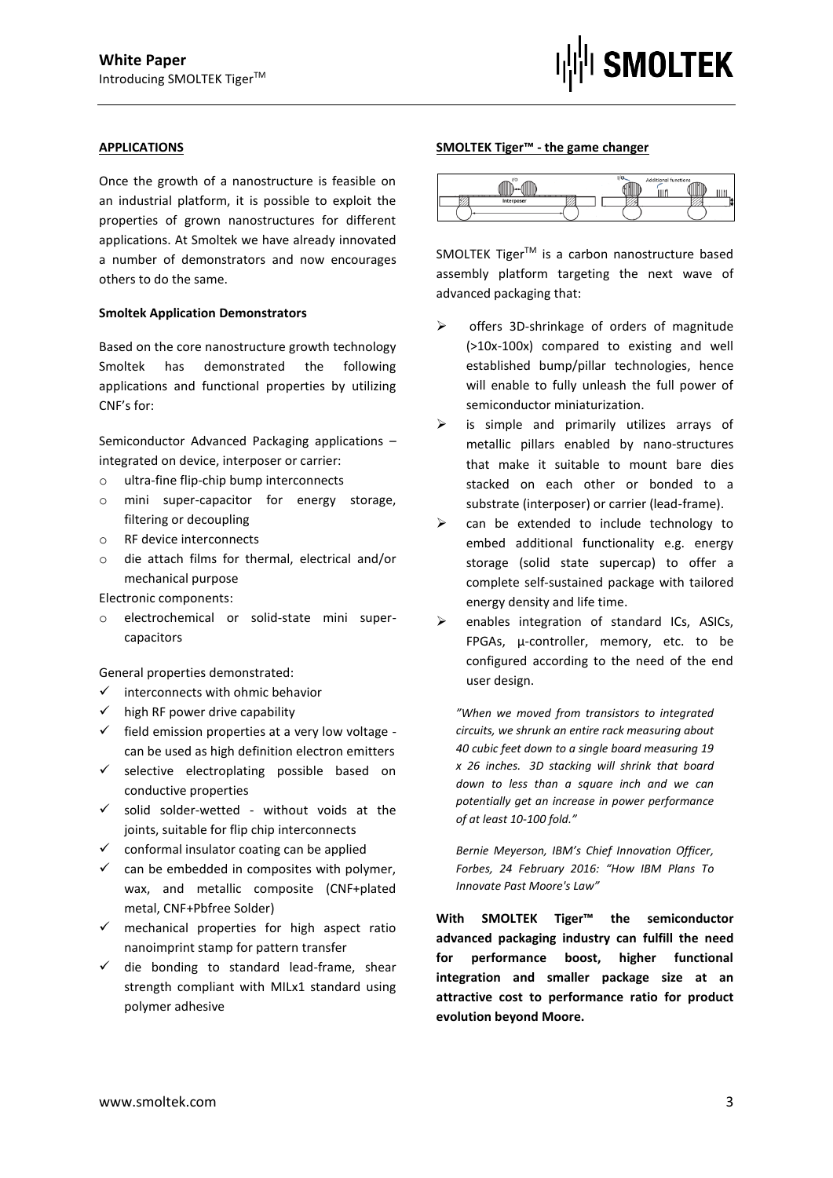## APPLICATIONS

Once the growth of a nanostructure is feasible on an industrial platform, it is possible to exploit the properties of grown nanostructures for different applications. At Smoltek we have already innovated a number of demonstrators and now encourages others to do the same.

**Smoltek Application Demonstrators**

Based on the core nanostructure growth technology Smoltek has demonstrated the following applications and functional properties by utilizing CNF's for:

Semiconductor Advanced Packaging applications – integrated on device, interposer or carrier:

- ultra-fine flip-chip bump interconnects
- mini super-capacitor for energy storage, filtering or decoupling
- RF device interconnects
- die attach films for thermal, electrical and/or mechanical purpose

Electronic components:

- electrochemical or solid-state mini super-capacitors

General properties demonstrated:

- ✓ interconnects with ohmic behavior
- ✓ high RF power drive capability
- ✓ field emission properties at a very low voltage - can be used as high definition electron emitters
- ✓ selective electroplating possible based on conductive properties
- ✓ solid solder-wetted - without voids at the joints, suitable for flip chip interconnects
- ✓ conformal insulator coating can be applied
- ✓ can be embedded in composites with polymer, wax, and metallic composite (CNF+plated metal, CNF+Pbfree Solder)
- ✓ mechanical properties for high aspect ratio nanoimprint stamp for pattern transfer
- ✓ die bonding to standard lead-frame, shear strength compliant with MILx1 standard using polymer adhesive

## SMOLTEK Tiger™ - the game changer

I/O

Interposer

I/O

Additional functions

SMOLTEK Tiger™ is a carbon nanostructure based assembly platform targeting the next wave of advanced packaging that:

- offers 3D-shrinkage of orders of magnitude (>10x-100x) compared to existing and well established bump/pillar technologies, hence will enable to fully unleash the full power of semiconductor miniaturization.
- is simple and primarily utilizes arrays of metallic pillars enabled by nano-structures that make it suitable to mount bare dies stacked on each other or bonded to a substrate (interposer) or carrier (lead-frame).
- can be extended to include technology to embed additional functionality e.g. energy storage (solid state supercap) to offer a complete self-sustained package with tailored energy density and life time.
- enables integration of standard ICs, ASICs, FPGAs, µ-controller, memory, etc. to be configured according to the need of the end user design.

*"When we moved from transistors to integrated circuits, we shrunk an entire rack measuring about 40 cubic feet down to a single board measuring 19 x 26 inches. 3D stacking will shrink that board down to less than a square inch and we can potentially get an increase in power performance of at least 10-100 fold."*

*Bernie Meyerson, IBM's Chief Innovation Officer, Forbes, 24 February 2016: "How IBM Plans To Innovate Past Moore's Law"*

**With SMOLTEK Tiger™ the semiconductor advanced packaging industry can fulfill the need for performance boost, higher functional integration and smaller package size at an attractive cost to performance ratio for product evolution beyond Moore.**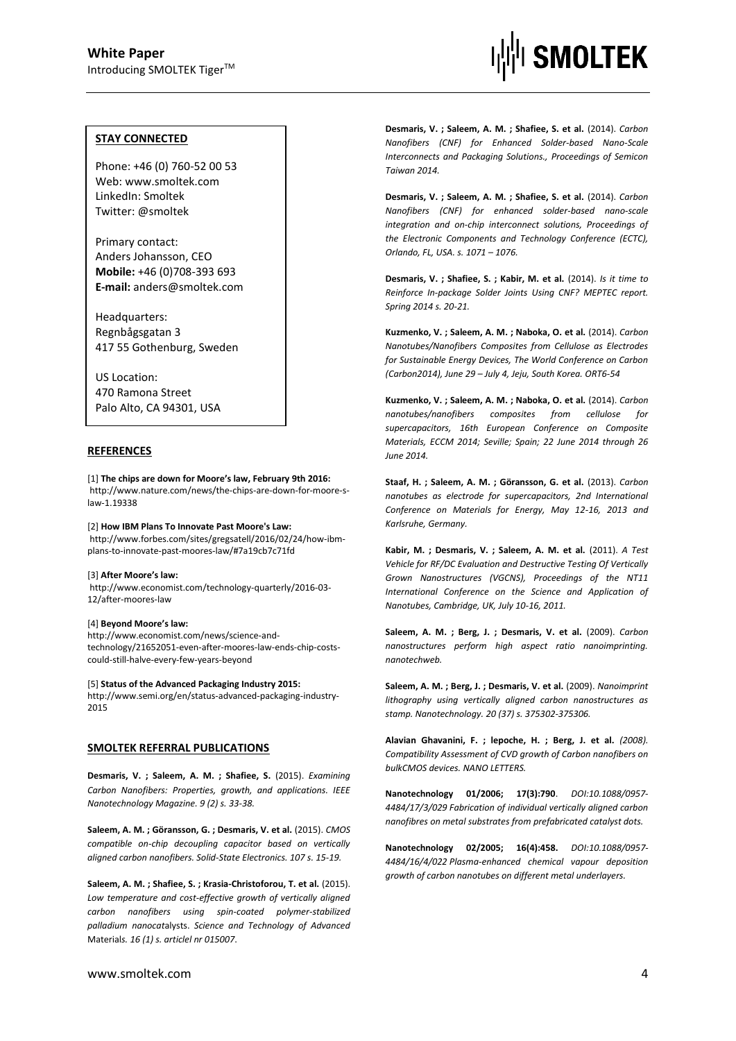## STAY CONNECTED

Phone: +46 (0) 760-52 00 53
Web: www.smoltek.com
LinkedIn: Smoltek
Twitter: @smoltek

Primary contact:
Anders Johansson, CEO
**Mobile:** +46 (0)708-393 693
**E-mail:** anders@smoltek.com

Headquarters:
Regnbågsgatan 3
417 55 Gothenburg, Sweden

US Location:
470 Ramona Street
Palo Alto, CA 94301, USA

## REFERENCES

[1] **The chips are down for Moore's law, February 9th 2016:**
http://www.nature.com/news/the-chips-are-down-for-moore-s-law-1.19338

[2] **How IBM Plans To Innovate Past Moore's Law:**
http://www.forbes.com/sites/gregsatell/2016/02/24/how-ibm-plans-to-innovate-past-moores-law/#7a19cb7c71fd

[3] **After Moore's law:**
http://www.economist.com/technology-quarterly/2016-03-12/after-moores-law

[4] **Beyond Moore's law:**
http://www.economist.com/news/science-and-technology/21652051-even-after-moores-law-ends-chip-costs-could-still-halve-every-few-years-beyond

[5] **Status of the Advanced Packaging Industry 2015:**
http://www.semi.org/en/status-advanced-packaging-industry-2015

## SMOLTEK REFERRAL PUBLICATIONS

**Desmaris, V. ; Saleem, A. M. ; Shafiee, S.** (2015). *Examining Carbon Nanofibers: Properties, growth, and applications. IEEE Nanotechnology Magazine. 9 (2) s. 33-38.*

**Saleem, A. M. ; Göransson, G. ; Desmaris, V. et al.** (2015). *CMOS compatible on-chip decoupling capacitor based on vertically aligned carbon nanofibers. Solid-State Electronics. 107 s. 15-19.*

**Saleem, A. M. ; Shafiee, S. ; Krasia-Christoforou, T. et al.** (2015). *Low temperature and cost-effective growth of vertically aligned carbon nanofibers using spin-coated polymer-stabilized palladium nanoca*talysts. *Science and Technology of Advanced* Materials. *16 (1) s. articlel nr 015007*.

**Desmaris, V. ; Saleem, A. M. ; Shafiee, S. et al.** (2014). *Carbon Nanofibers (CNF) for Enhanced Solder-based Nano-Scale Interconnects and Packaging Solutions., Proceedings of Semicon Taiwan 2014.*

**Desmaris, V. ; Saleem, A. M. ; Shafiee, S. et al.** (2014). *Carbon Nanofibers (CNF) for enhanced solder-based nano-scale integration and on-chip interconnect solutions, Proceedings of the Electronic Components and Technology Conference (ECTC), Orlando, FL, USA. s. 1071 – 1076.*

**Desmaris, V. ; Shafiee, S. ; Kabir, M. et al.** (2014). *Is it time to Reinforce In-package Solder Joints Using CNF? MEPTEC report. Spring 2014 s. 20-21.*

**Kuzmenko, V. ; Saleem, A. M. ; Naboka, O. et al.** (2014). *Carbon Nanotubes/Nanofibers Composites from Cellulose as Electrodes for Sustainable Energy Devices, The World Conference on Carbon (Carbon2014), June 29 – July 4, Jeju, South Korea. ORT6-54*

**Kuzmenko, V. ; Saleem, A. M. ; Naboka, O. et al.** (2014). *Carbon nanotubes/nanofibers composites from cellulose for supercapacitors, 16th European Conference on Composite Materials, ECCM 2014; Seville; Spain; 22 June 2014 through 26 June 2014.*

**Staaf, H. ; Saleem, A. M. ; Göransson, G. et al.** (2013). *Carbon nanotubes as electrode for supercapacitors, 2nd International Conference on Materials for Energy, May 12-16, 2013 and Karlsruhe, Germany.*

**Kabir, M. ; Desmaris, V. ; Saleem, A. M. et al.** (2011). *A Test Vehicle for RF/DC Evaluation and Destructive Testing Of Vertically Grown Nanostructures (VGCNS), Proceedings of the NT11 International Conference on the Science and Application of Nanotubes, Cambridge, UK, July 10-16, 2011.*

**Saleem, A. M. ; Berg, J. ; Desmaris, V. et al.** (2009). *Carbon nanostructures perform high aspect ratio nanoimprinting. nanotechweb.*

**Saleem, A. M. ; Berg, J. ; Desmaris, V. et al.** (2009). *Nanoimprint lithography using vertically aligned carbon nanostructures as stamp. Nanotechnology. 20 (37) s. 375302-375306.*

**Alavian Ghavanini, F. ; lepoche, H. ; Berg, J. et al.** *(2008). Compatibility Assessment of CVD growth of Carbon nanofibers on bulkCMOS devices. NANO LETTERS.*

**Nanotechnology 01/2006; 17(3):790**. *DOI:10.1088/0957-4484/17/3/029 Fabrication of individual vertically aligned carbon nanofibres on metal substrates from prefabricated catalyst dots.*

**Nanotechnology 02/2005; 16(4):458.** *DOI:10.1088/0957-4484/16/4/022 Plasma-enhanced chemical vapour deposition growth of carbon nanotubes on different metal underlayers.*